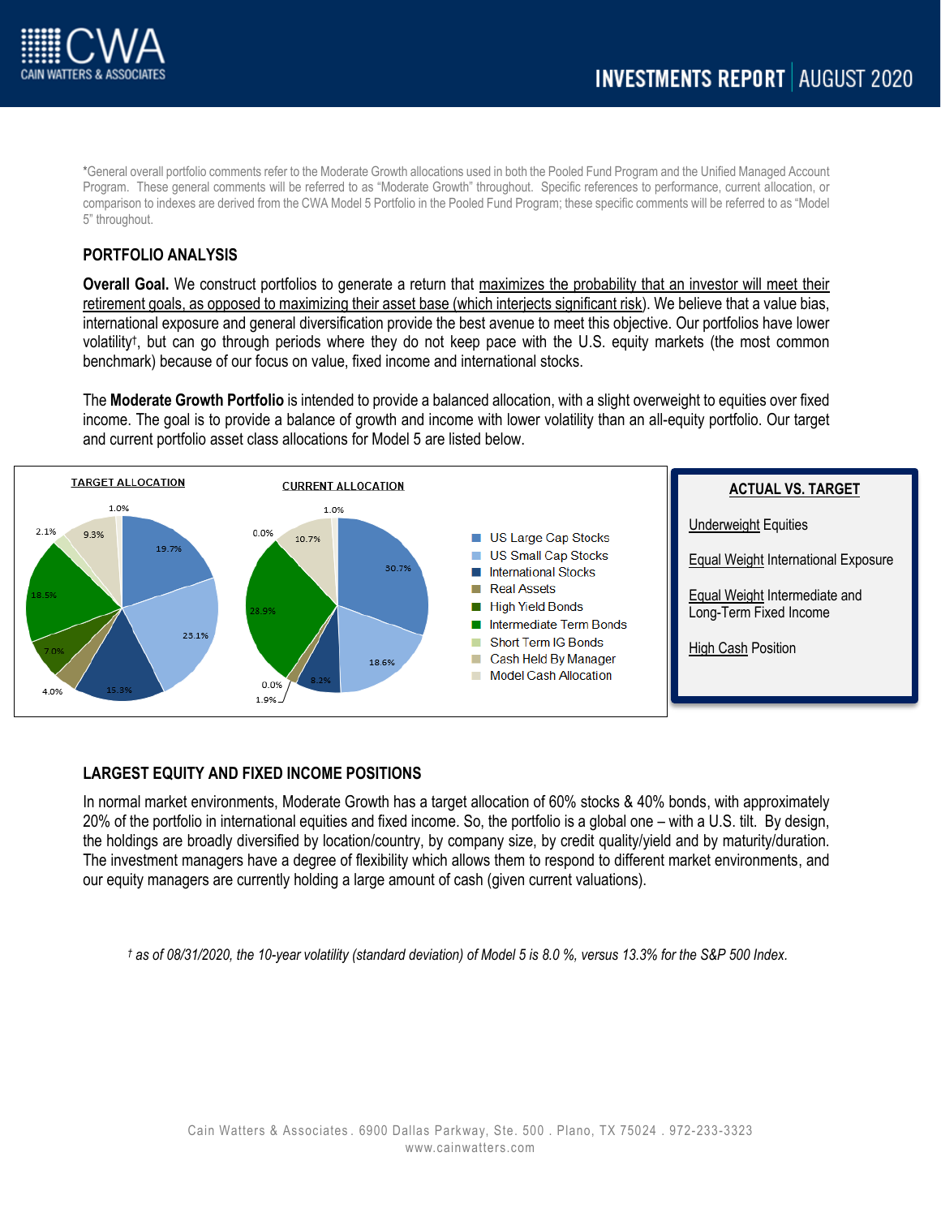*General overall portfolio comments refer to the Moderate Growth allocations used in both the Pooled Fund Program and the Unified Managed Account Program. These general comments will be referred to as "Moderate Growth" throughout. Specific references to performance, current allocation, or comparison to indexes are derived from the CWA Model 5 Portfolio in the Pooled Fund Program; these specific comments will be referred to as "Model 5" throughout.

## PORTFOLIO ANALYSIS

**Overall Goal.** We construct portfolios to generate a return that maximizes the probability that an investor will meet their retirement goals, as opposed to maximizing their asset base (which interjects significant risk). We believe that a value bias, international exposure and general diversification provide the best avenue to meet this objective. Our portfolios have lower volatility†, but can go through periods where they do not keep pace with the U.S. equity markets (the most common benchmark) because of our focus on value, fixed income and international stocks.

The **Moderate Growth Portfolio** is intended to provide a balanced allocation, with a slight overweight to equities over fixed income. The goal is to provide a balance of growth and income with lower volatility than an all-equity portfolio. Our target and current portfolio asset class allocations for Model 5 are listed below.

| Asset Class | Target Allocation | Current Allocation |
|---|---|---|
| US Large Cap Stocks | 19.7% | 30.7% |
| US Small Cap Stocks | 23.1% | 18.6% |
| International Stocks | 15.3% | 8.2% |
| Real Assets | 4.0% | 1.9% |
| High Yield Bonds | 7.0% | 0.0% |
| Intermediate Term Bonds | 18.5% | 28.9% |
| Short Term IG Bonds | 2.1% | 0.0% |
| Cash Held By Manager | 9.3% | 10.7% |
| Model Cash Allocation | 1.0% | 1.0% |

**ACTUAL VS. TARGET**

Underweight Equities

Equal Weight International Exposure

Equal Weight Intermediate and Long-Term Fixed Income

High Cash Position

## LARGEST EQUITY AND FIXED INCOME POSITIONS

In normal market environments, Moderate Growth has a target allocation of 60% stocks & 40% bonds, with approximately 20% of the portfolio in international equities and fixed income. So, the portfolio is a global one – with a U.S. tilt. By design, the holdings are broadly diversified by location/country, by company size, by credit quality/yield and by maturity/duration. The investment managers have a degree of flexibility which allows them to respond to different market environments, and our equity managers are currently holding a large amount of cash (given current valuations).

*† as of 08/31/2020, the 10-year volatility (standard deviation) of Model 5 is 8.0 %, versus 13.3% for the S&P 500 Index.*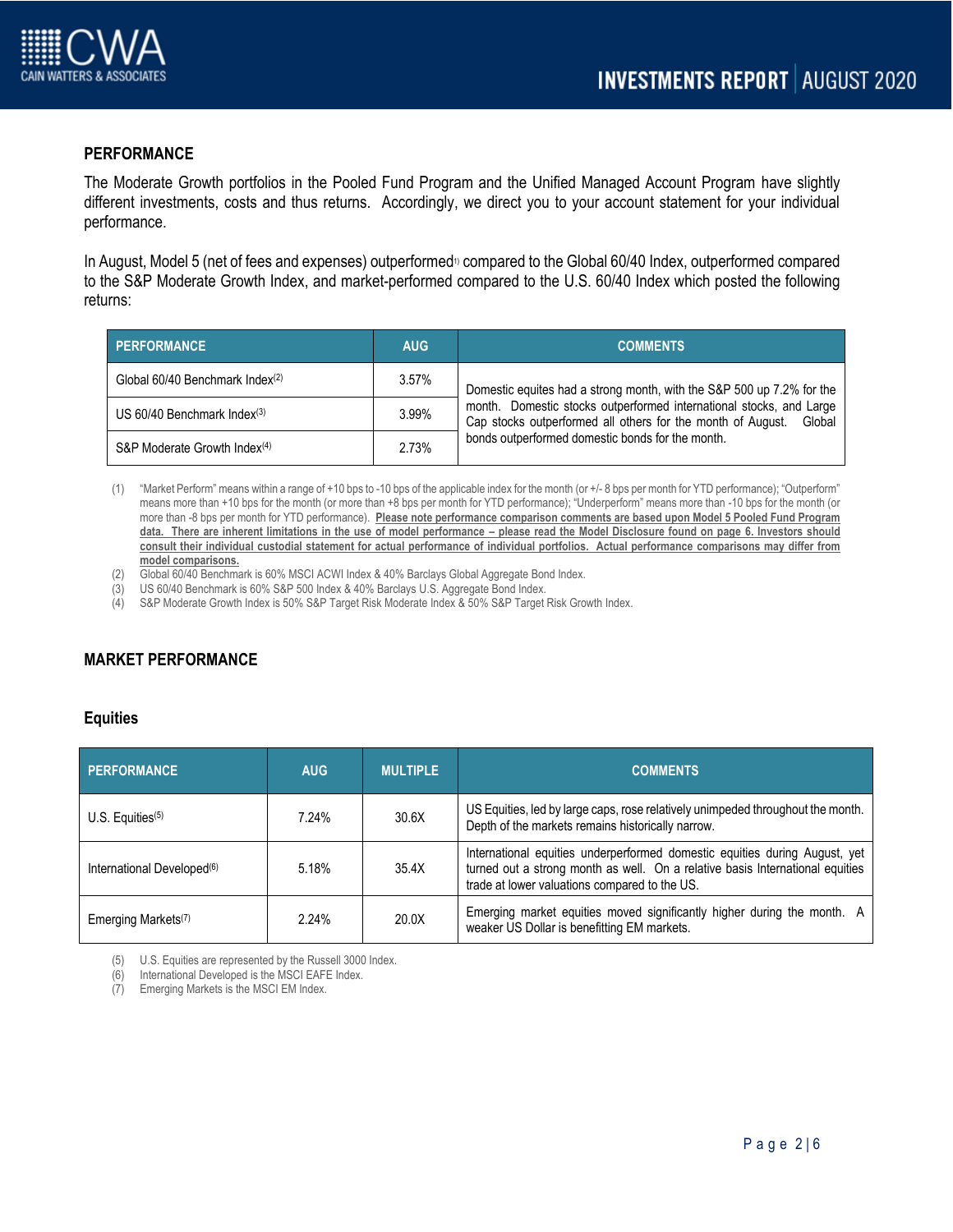## PERFORMANCE

The Moderate Growth portfolios in the Pooled Fund Program and the Unified Managed Account Program have slightly different investments, costs and thus returns. Accordingly, we direct you to your account statement for your individual performance.

In August, Model 5 (net of fees and expenses) outperformed[1] compared to the Global 60/40 Index, outperformed compared to the S&P Moderate Growth Index, and market-performed compared to the U.S. 60/40 Index which posted the following returns:

| PERFORMANCE | AUG | COMMENTS |
|---|---|---|
| Global 60/40 Benchmark Index[2] | 3.57% | Domestic equites had a strong month, with the S&P 500 up 7.2% for the month. Domestic stocks outperformed international stocks, and Large Cap stocks outperformed all others for the month of August. Global bonds outperformed domestic bonds for the month. |
| US 60/40 Benchmark Index[3] | 3.99% | |
| S&P Moderate Growth Index[4] | 2.73% | |

(1) "Market Perform" means within a range of +10 bps to -10 bps of the applicable index for the month (or +/- 8 bps per month for YTD performance); "Outperform" means more than +10 bps for the month (or more than +8 bps per month for YTD performance); "Underperform" means more than -10 bps for the month (or more than -8 bps per month for YTD performance). **Please note performance comparison comments are based upon Model 5 Pooled Fund Program data. There are inherent limitations in the use of model performance – please read the Model Disclosure found on page 6. Investors should consult their individual custodial statement for actual performance of individual portfolios. Actual performance comparisons may differ from model comparisons.**

(2) Global 60/40 Benchmark is 60% MSCI ACWI Index & 40% Barclays Global Aggregate Bond Index.

(3) US 60/40 Benchmark is 60% S&P 500 Index & 40% Barclays U.S. Aggregate Bond Index.

(4) S&P Moderate Growth Index is 50% S&P Target Risk Moderate Index & 50% S&P Target Risk Growth Index.

## MARKET PERFORMANCE

### Equities

| PERFORMANCE | AUG | MULTIPLE | COMMENTS |
|---|---|---|---|
| U.S. Equities[5] | 7.24% | 30.6X | US Equities, led by large caps, rose relatively unimpeded throughout the month. Depth of the markets remains historically narrow. |
| International Developed[6] | 5.18% | 35.4X | International equities underperformed domestic equities during August, yet turned out a strong month as well. On a relative basis International equities trade at lower valuations compared to the US. |
| Emerging Markets[7] | 2.24% | 20.0X | Emerging market equities moved significantly higher during the month. A weaker US Dollar is benefitting EM markets. |

(5) U.S. Equities are represented by the Russell 3000 Index.

(6) International Developed is the MSCI EAFE Index.

(7) Emerging Markets is the MSCI EM Index.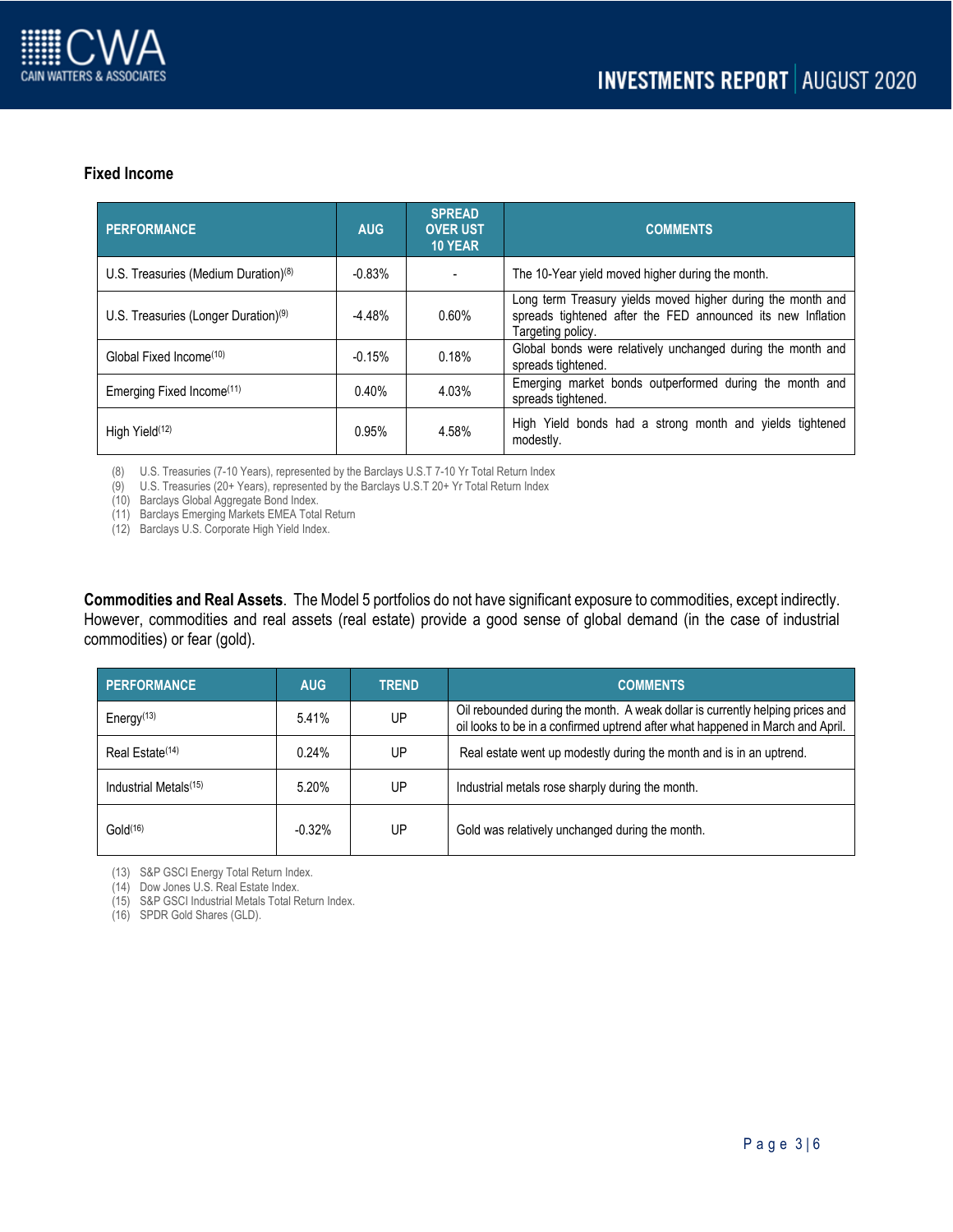## Fixed Income

| PERFORMANCE | AUG | SPREAD OVER UST 10 YEAR | COMMENTS |
|---|---|---|---|
| U.S. Treasuries (Medium Duration)[8] | -0.83% | - | The 10-Year yield moved higher during the month. |
| U.S. Treasuries (Longer Duration)[9] | -4.48% | 0.60% | Long term Treasury yields moved higher during the month and spreads tightened after the FED announced its new Inflation Targeting policy. |
| Global Fixed Income[10] | -0.15% | 0.18% | Global bonds were relatively unchanged during the month and spreads tightened. |
| Emerging Fixed Income[11] | 0.40% | 4.03% | Emerging market bonds outperformed during the month and spreads tightened. |
| High Yield[12] | 0.95% | 4.58% | High Yield bonds had a strong month and yields tightened modestly. |

(8) U.S. Treasuries (7-10 Years), represented by the Barclays U.S.T 7-10 Yr Total Return Index
(9) U.S. Treasuries (20+ Years), represented by the Barclays U.S.T 20+ Yr Total Return Index
(10) Barclays Global Aggregate Bond Index.
(11) Barclays Emerging Markets EMEA Total Return
(12) Barclays U.S. Corporate High Yield Index.

**Commodities and Real Assets**. The Model 5 portfolios do not have significant exposure to commodities, except indirectly. However, commodities and real assets (real estate) provide a good sense of global demand (in the case of industrial commodities) or fear (gold).

| PERFORMANCE | AUG | TREND | COMMENTS |
|---|---|---|---|
| Energy[13] | 5.41% | UP | Oil rebounded during the month. A weak dollar is currently helping prices and oil looks to be in a confirmed uptrend after what happened in March and April. |
| Real Estate[14] | 0.24% | UP | Real estate went up modestly during the month and is in an uptrend. |
| Industrial Metals[15] | 5.20% | UP | Industrial metals rose sharply during the month. |
| Gold[16] | -0.32% | UP | Gold was relatively unchanged during the month. |

(13) S&P GSCI Energy Total Return Index.
(14) Dow Jones U.S. Real Estate Index.
(15) S&P GSCI Industrial Metals Total Return Index.
(16) SPDR Gold Shares (GLD).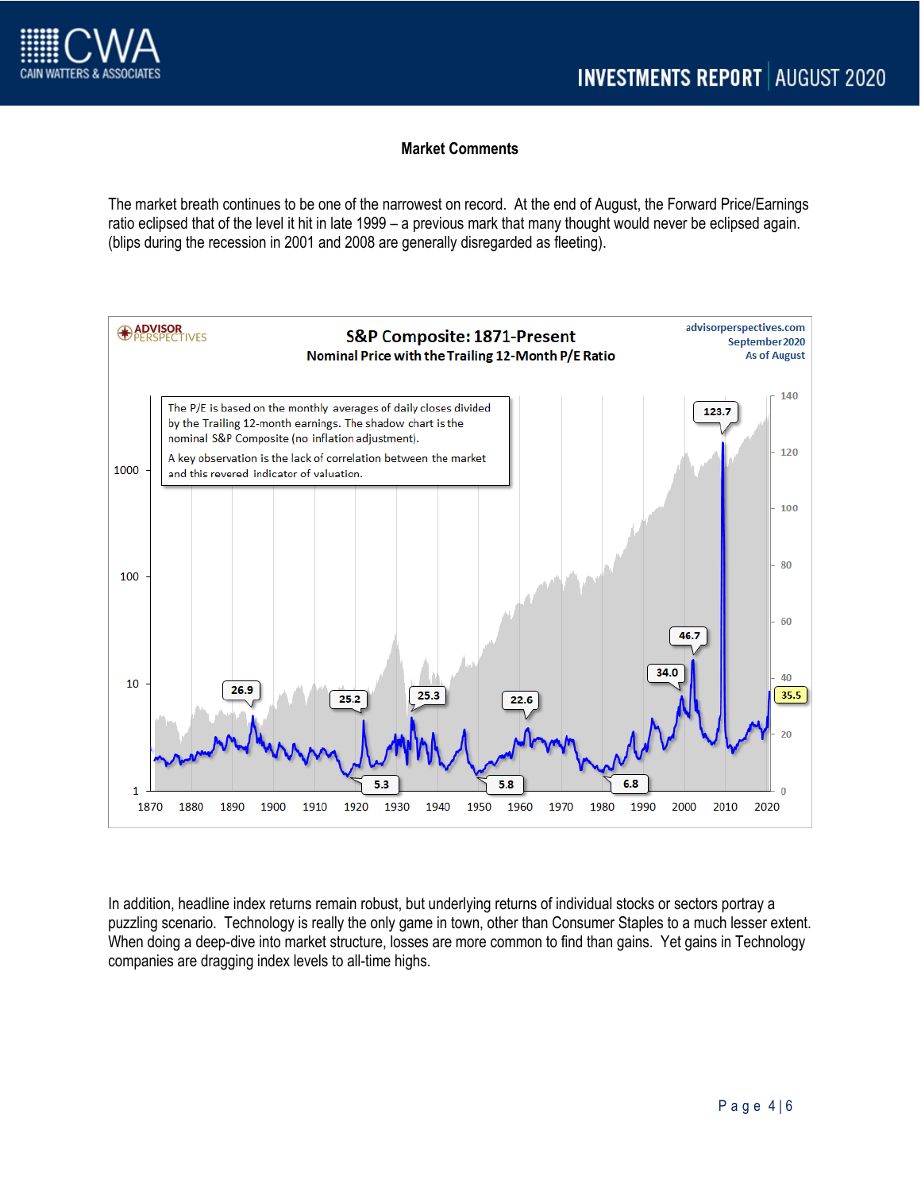### Market Comments

The market breath continues to be one of the narrowest on record. At the end of August, the Forward Price/Earnings ratio eclipsed that of the level it hit in late 1999 – a previous mark that many thought would never be eclipsed again. (blips during the recession in 2001 and 2008 are generally disregarded as fleeting).

**S&P Composite: 1871-Present**
**Nominal Price with the Trailing 12-Month P/E Ratio**

advisorperspectives.com
September 2020
As of August

The P/E is based on the monthly averages of daily closes divided by the Trailing 12-month earnings. The shadow chart is the nominal S&P Composite (no inflation adjustment).

A key observation is the lack of correlation between the market and this revered indicator of valuation.

In addition, headline index returns remain robust, but underlying returns of individual stocks or sectors portray a puzzling scenario. Technology is really the only game in town, other than Consumer Staples to a much lesser extent. When doing a deep-dive into market structure, losses are more common to find than gains. Yet gains in Technology companies are dragging index levels to all-time highs.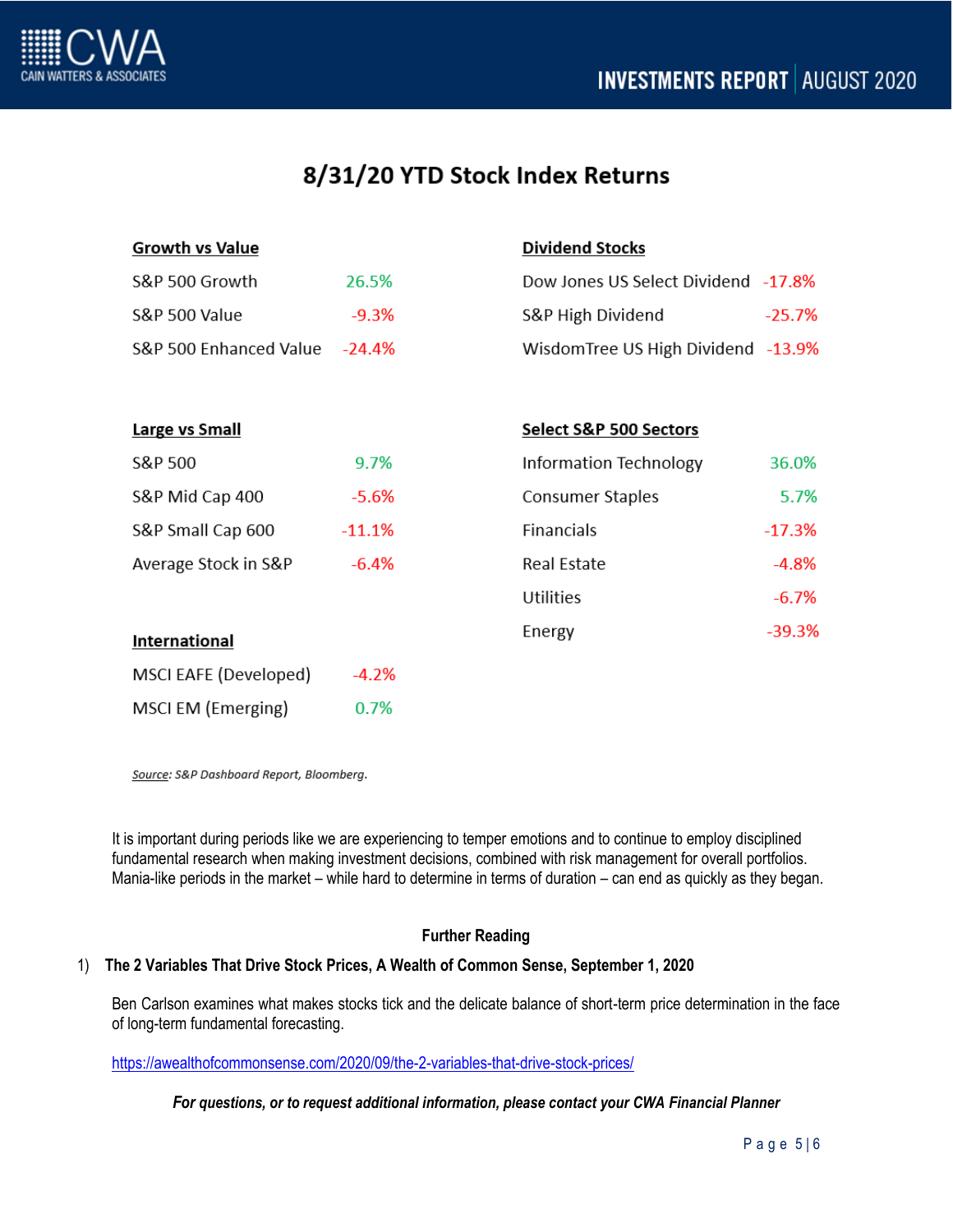# 8/31/20 YTD Stock Index Returns

**Growth vs Value**

| Index | Return |
|---|---|
| S&P 500 Growth | 26.5% |
| S&P 500 Value | -9.3% |
| S&P 500 Enhanced Value | -24.4% |

**Large vs Small**

| Index | Return |
|---|---|
| S&P 500 | 9.7% |
| S&P Mid Cap 400 | -5.6% |
| S&P Small Cap 600 | -11.1% |
| Average Stock in S&P | -6.4% |

**International**

| Index | Return |
|---|---|
| MSCI EAFE (Developed) | -4.2% |
| MSCI EM (Emerging) | 0.7% |

**Dividend Stocks**

| Index | Return |
|---|---|
| Dow Jones US Select Dividend | -17.8% |
| S&P High Dividend | -25.7% |
| WisdomTree US High Dividend | -13.9% |

**Select S&P 500 Sectors**

| Sector | Return |
|---|---|
| Information Technology | 36.0% |
| Consumer Staples | 5.7% |
| Financials | -17.3% |
| Real Estate | -4.8% |
| Utilities | -6.7% |
| Energy | -39.3% |

*Source: S&P Dashboard Report, Bloomberg.*

It is important during periods like we are experiencing to temper emotions and to continue to employ disciplined fundamental research when making investment decisions, combined with risk management for overall portfolios. Mania-like periods in the market – while hard to determine in terms of duration – can end as quickly as they began.

**Further Reading**

1) **The 2 Variables That Drive Stock Prices, A Wealth of Common Sense, September 1, 2020**

   Ben Carlson examines what makes stocks tick and the delicate balance of short-term price determination in the face of long-term fundamental forecasting.

   https://awealthofcommonsense.com/2020/09/the-2-variables-that-drive-stock-prices/

***For questions, or to request additional information, please contact your CWA Financial Planner***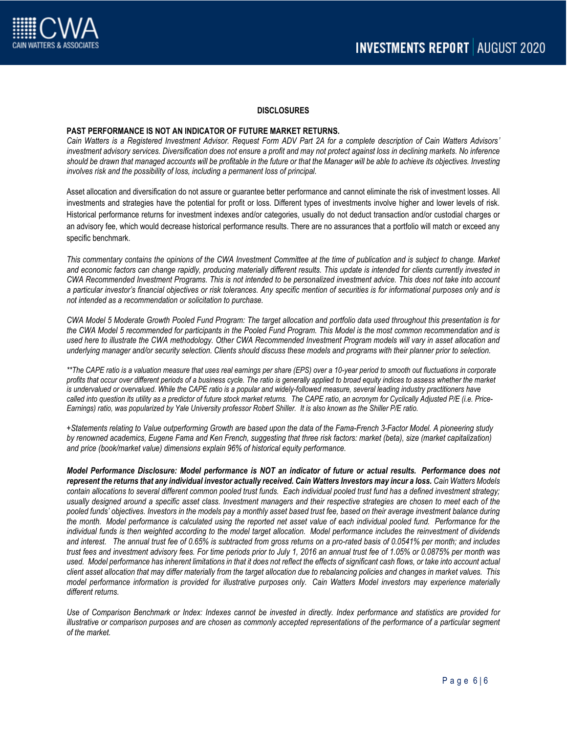## DISCLOSURES

**PAST PERFORMANCE IS NOT AN INDICATOR OF FUTURE MARKET RETURNS.**

*Cain Watters is a Registered Investment Advisor. Request Form ADV Part 2A for a complete description of Cain Watters Advisors' investment advisory services. Diversification does not ensure a profit and may not protect against loss in declining markets. No inference should be drawn that managed accounts will be profitable in the future or that the Manager will be able to achieve its objectives. Investing involves risk and the possibility of loss, including a permanent loss of principal.*

Asset allocation and diversification do not assure or guarantee better performance and cannot eliminate the risk of investment losses. All investments and strategies have the potential for profit or loss. Different types of investments involve higher and lower levels of risk. Historical performance returns for investment indexes and/or categories, usually do not deduct transaction and/or custodial charges or an advisory fee, which would decrease historical performance results. There are no assurances that a portfolio will match or exceed any specific benchmark.

*This commentary contains the opinions of the CWA Investment Committee at the time of publication and is subject to change. Market and economic factors can change rapidly, producing materially different results. This update is intended for clients currently invested in CWA Recommended Investment Programs. This is not intended to be personalized investment advice. This does not take into account a particular investor's financial objectives or risk tolerances. Any specific mention of securities is for informational purposes only and is not intended as a recommendation or solicitation to purchase.*

*CWA Model 5 Moderate Growth Pooled Fund Program: The target allocation and portfolio data used throughout this presentation is for the CWA Model 5 recommended for participants in the Pooled Fund Program. This Model is the most common recommendation and is used here to illustrate the CWA methodology. Other CWA Recommended Investment Program models will vary in asset allocation and underlying manager and/or security selection. Clients should discuss these models and programs with their planner prior to selection.*

*\*\*The CAPE ratio is a valuation measure that uses real earnings per share (EPS) over a 10-year period to smooth out fluctuations in corporate profits that occur over different periods of a business cycle. The ratio is generally applied to broad equity indices to assess whether the market is undervalued or overvalued. While the CAPE ratio is a popular and widely-followed measure, several leading industry practitioners have called into question its utility as a predictor of future stock market returns. The CAPE ratio, an acronym for Cyclically Adjusted P/E (i.e. Price-Earnings) ratio, was popularized by Yale University professor Robert Shiller. It is also known as the Shiller P/E ratio.*

*+Statements relating to Value outperforming Growth are based upon the data of the Fama-French 3-Factor Model. A pioneering study by renowned academics, Eugene Fama and Ken French, suggesting that three risk factors: market (beta), size (market capitalization) and price (book/market value) dimensions explain 96% of historical equity performance.*

***Model Performance Disclosure: Model performance is NOT an indicator of future or actual results. Performance does not represent the returns that any individual investor actually received. Cain Watters Investors may incur a loss.*** *Cain Watters Models contain allocations to several different common pooled trust funds. Each individual pooled trust fund has a defined investment strategy; usually designed around a specific asset class. Investment managers and their respective strategies are chosen to meet each of the pooled funds' objectives. Investors in the models pay a monthly asset based trust fee, based on their average investment balance during the month. Model performance is calculated using the reported net asset value of each individual pooled fund. Performance for the individual funds is then weighted according to the model target allocation. Model performance includes the reinvestment of dividends and interest. The annual trust fee of 0.65% is subtracted from gross returns on a pro-rated basis of 0.0541% per month; and includes trust fees and investment advisory fees. For time periods prior to July 1, 2016 an annual trust fee of 1.05% or 0.0875% per month was used. Model performance has inherent limitations in that it does not reflect the effects of significant cash flows, or take into account actual client asset allocation that may differ materially from the target allocation due to rebalancing policies and changes in market values. This model performance information is provided for illustrative purposes only. Cain Watters Model investors may experience materially different returns.*

*Use of Comparison Benchmark or Index: Indexes cannot be invested in directly. Index performance and statistics are provided for illustrative or comparison purposes and are chosen as commonly accepted representations of the performance of a particular segment of the market.*